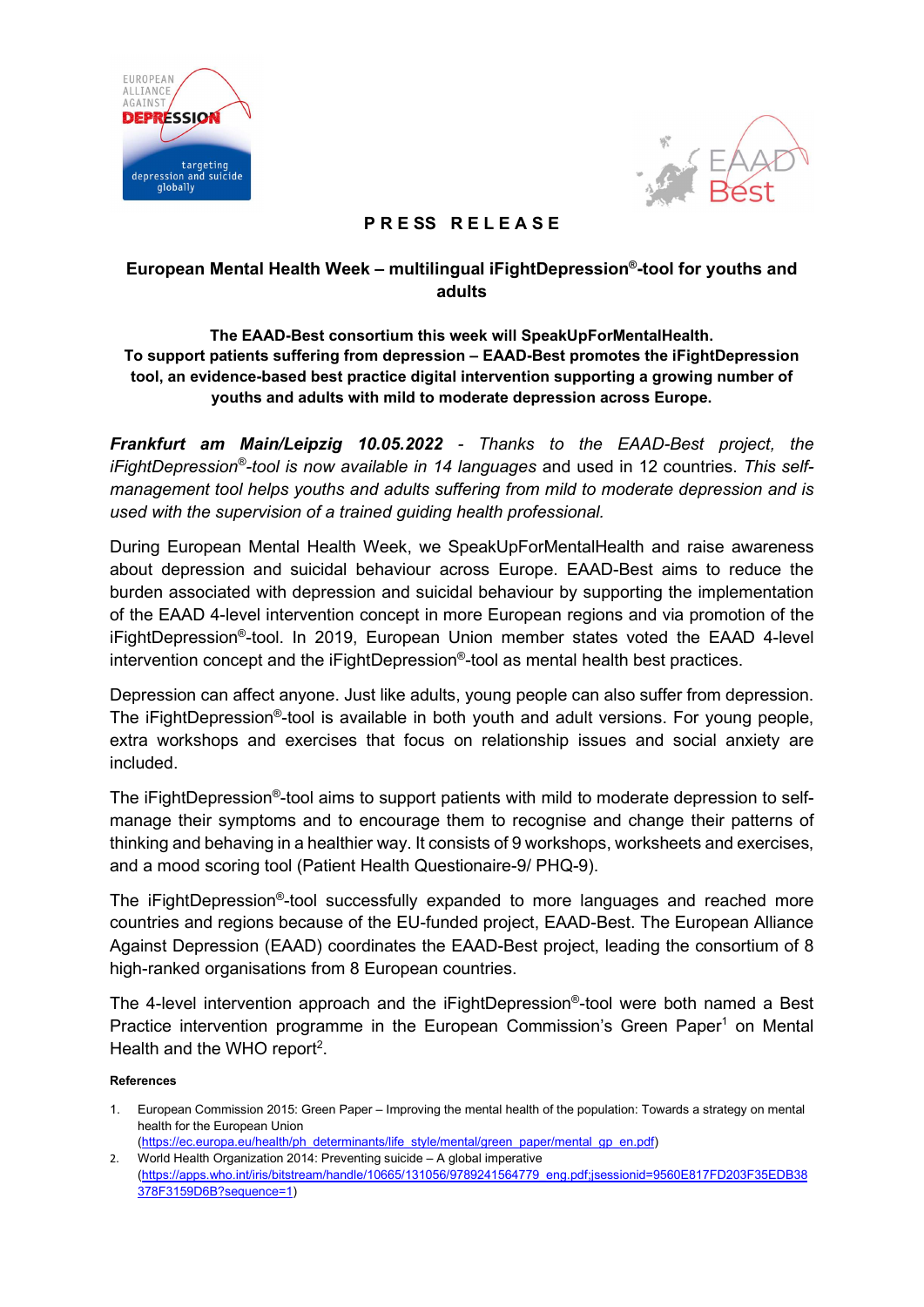**PRESS RELEASE**

# European Mental Health Week – multilingual iFightDepression®-tool for youths and adults

**The EAAD-Best consortium this week will SpeakUpForMentalHealth.**
**To support patients suffering from depression – EAAD-Best promotes the iFightDepression tool, an evidence-based best practice digital intervention supporting a growing number of youths and adults with mild to moderate depression across Europe.**

***Frankfurt am Main/Leipzig 10.05.2022*** *- Thanks to the EAAD-Best project, the iFightDepression®-tool is now available in 14 languages* and used in 12 countries. *This self-management tool helps youths and adults suffering from mild to moderate depression and is used with the supervision of a trained guiding health professional.*

During European Mental Health Week, we SpeakUpForMentalHealth and raise awareness about depression and suicidal behaviour across Europe. EAAD-Best aims to reduce the burden associated with depression and suicidal behaviour by supporting the implementation of the EAAD 4-level intervention concept in more European regions and via promotion of the iFightDepression®-tool. In 2019, European Union member states voted the EAAD 4-level intervention concept and the iFightDepression®-tool as mental health best practices.

Depression can affect anyone. Just like adults, young people can also suffer from depression. The iFightDepression®-tool is available in both youth and adult versions. For young people, extra workshops and exercises that focus on relationship issues and social anxiety are included.

The iFightDepression®-tool aims to support patients with mild to moderate depression to self-manage their symptoms and to encourage them to recognise and change their patterns of thinking and behaving in a healthier way. It consists of 9 workshops, worksheets and exercises, and a mood scoring tool (Patient Health Questionaire-9/ PHQ-9).

The iFightDepression®-tool successfully expanded to more languages and reached more countries and regions because of the EU-funded project, EAAD-Best. The European Alliance Against Depression (EAAD) coordinates the EAAD-Best project, leading the consortium of 8 high-ranked organisations from 8 European countries.

The 4-level intervention approach and the iFightDepression®-tool were both named a Best Practice intervention programme in the European Commission's Green Paper[1] on Mental Health and the WHO report[2].

**References**

1. European Commission 2015: Green Paper – Improving the mental health of the population: Towards a strategy on mental health for the European Union (https://ec.europa.eu/health/ph_determinants/life_style/mental/green_paper/mental_gp_en.pdf)
2. World Health Organization 2014: Preventing suicide – A global imperative (https://apps.who.int/iris/bitstream/handle/10665/131056/9789241564779_eng.pdf;jsessionid=9560E817FD203F35EDB38378F3159D6B?sequence=1)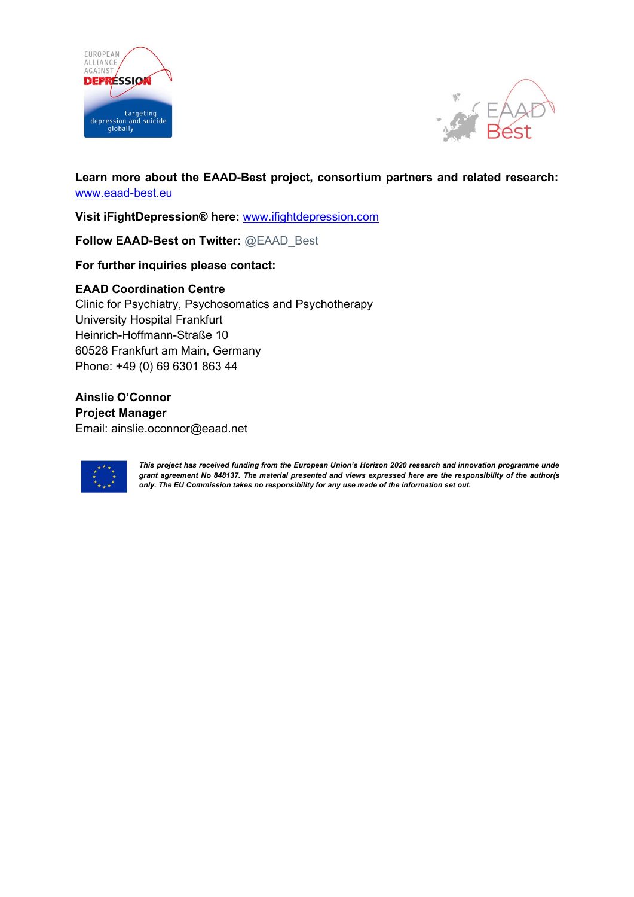**Learn more about the EAAD-Best project, consortium partners and related research:** www.eaad-best.eu

**Visit iFightDepression® here:** www.ifightdepression.com

**Follow EAAD-Best on Twitter:** @EAAD_Best

**For further inquiries please contact:**

**EAAD Coordination Centre**
Clinic for Psychiatry, Psychosomatics and Psychotherapy
University Hospital Frankfurt
Heinrich-Hoffmann-Straße 10
60528 Frankfurt am Main, Germany
Phone: +49 (0) 69 6301 863 44

**Ainslie O'Connor**
**Project Manager**
Email: ainslie.oconnor@eaad.net

***This project has received funding from the European Union's Horizon 2020 research and innovation programme unde grant agreement No 848137. The material presented and views expressed here are the responsibility of the author(s only. The EU Commission takes no responsibility for any use made of the information set out.***